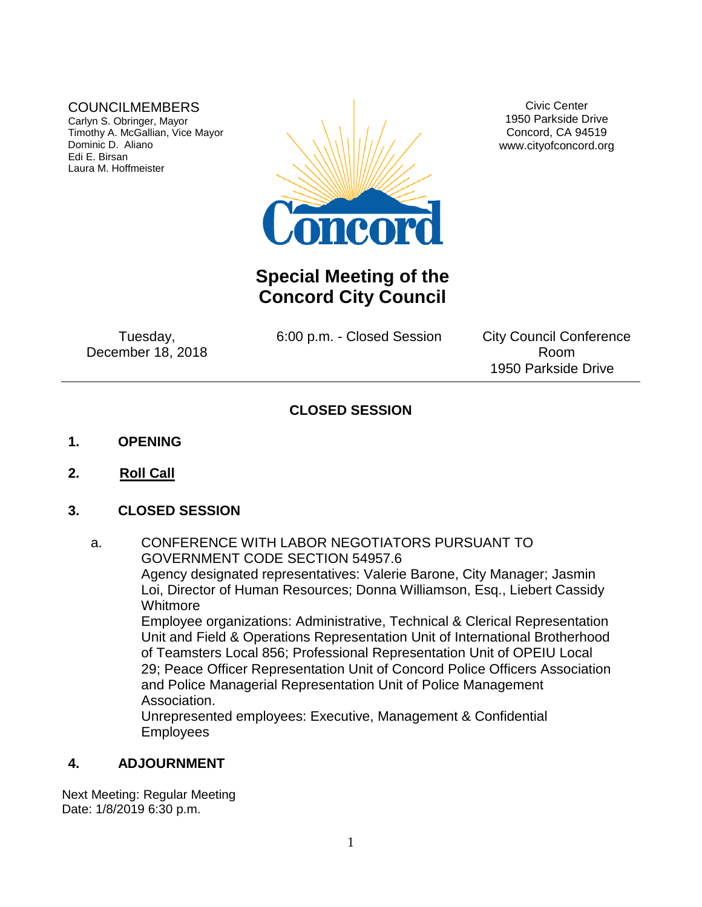COUNCILMEMBERS
Carlyn S. Obringer, Mayor
Timothy A. McGallian, Vice Mayor
Dominic D. Aliano
Edi E. Birsan
Laura M. Hoffmeister

Civic Center
1950 Parkside Drive
Concord, CA 94519
www.cityofconcord.org

Concord

# Special Meeting of the Concord City Council

Tuesday, December 18, 2018

6:00 p.m. - Closed Session

City Council Conference Room
1950 Parkside Drive

---

## CLOSED SESSION

**1. OPENING**

**2. Roll Call**

**3. CLOSED SESSION**

a. CONFERENCE WITH LABOR NEGOTIATORS PURSUANT TO GOVERNMENT CODE SECTION 54957.6
Agency designated representatives: Valerie Barone, City Manager; Jasmin Loi, Director of Human Resources; Donna Williamson, Esq., Liebert Cassidy Whitmore
Employee organizations: Administrative, Technical & Clerical Representation Unit and Field & Operations Representation Unit of International Brotherhood of Teamsters Local 856; Professional Representation Unit of OPEIU Local 29; Peace Officer Representation Unit of Concord Police Officers Association and Police Managerial Representation Unit of Police Management Association.
Unrepresented employees: Executive, Management & Confidential Employees

**4. ADJOURNMENT**

Next Meeting: Regular Meeting
Date: 1/8/2019 6:30 p.m.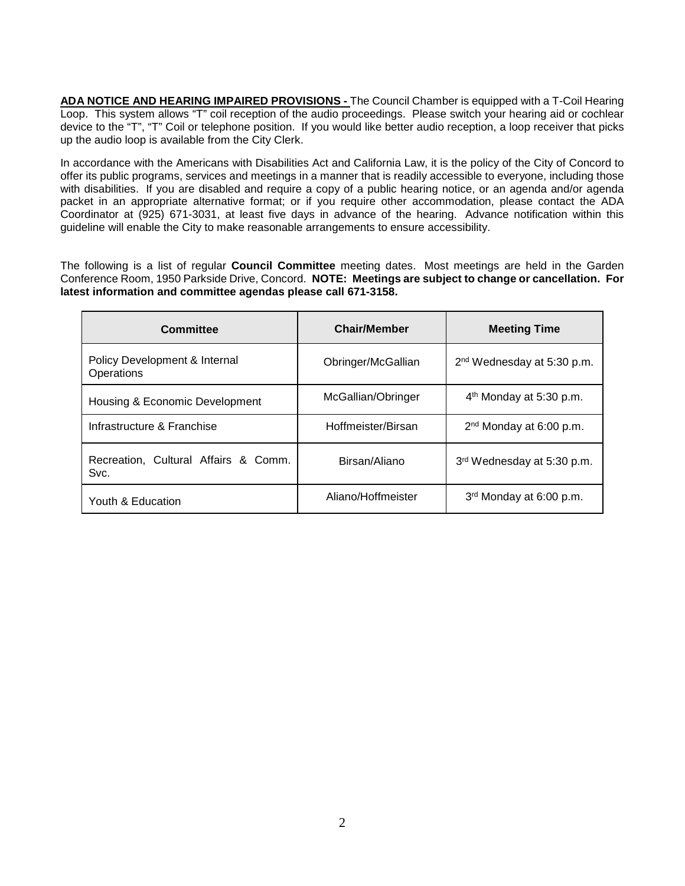**ADA NOTICE AND HEARING IMPAIRED PROVISIONS -** The Council Chamber is equipped with a T-Coil Hearing Loop. This system allows "T" coil reception of the audio proceedings. Please switch your hearing aid or cochlear device to the "T", "T" Coil or telephone position. If you would like better audio reception, a loop receiver that picks up the audio loop is available from the City Clerk.

In accordance with the Americans with Disabilities Act and California Law, it is the policy of the City of Concord to offer its public programs, services and meetings in a manner that is readily accessible to everyone, including those with disabilities. If you are disabled and require a copy of a public hearing notice, or an agenda and/or agenda packet in an appropriate alternative format; or if you require other accommodation, please contact the ADA Coordinator at (925) 671-3031, at least five days in advance of the hearing. Advance notification within this guideline will enable the City to make reasonable arrangements to ensure accessibility.

The following is a list of regular **Council Committee** meeting dates. Most meetings are held in the Garden Conference Room, 1950 Parkside Drive, Concord. **NOTE: Meetings are subject to change or cancellation. For latest information and committee agendas please call 671-3158.**

| Committee | Chair/Member | Meeting Time |
|---|---|---|
| Policy Development & Internal Operations | Obringer/McGallian | 2nd Wednesday at 5:30 p.m. |
| Housing & Economic Development | McGallian/Obringer | 4th Monday at 5:30 p.m. |
| Infrastructure & Franchise | Hoffmeister/Birsan | 2nd Monday at 6:00 p.m. |
| Recreation, Cultural Affairs & Comm. Svc. | Birsan/Aliano | 3rd Wednesday at 5:30 p.m. |
| Youth & Education | Aliano/Hoffmeister | 3rd Monday at 6:00 p.m. |